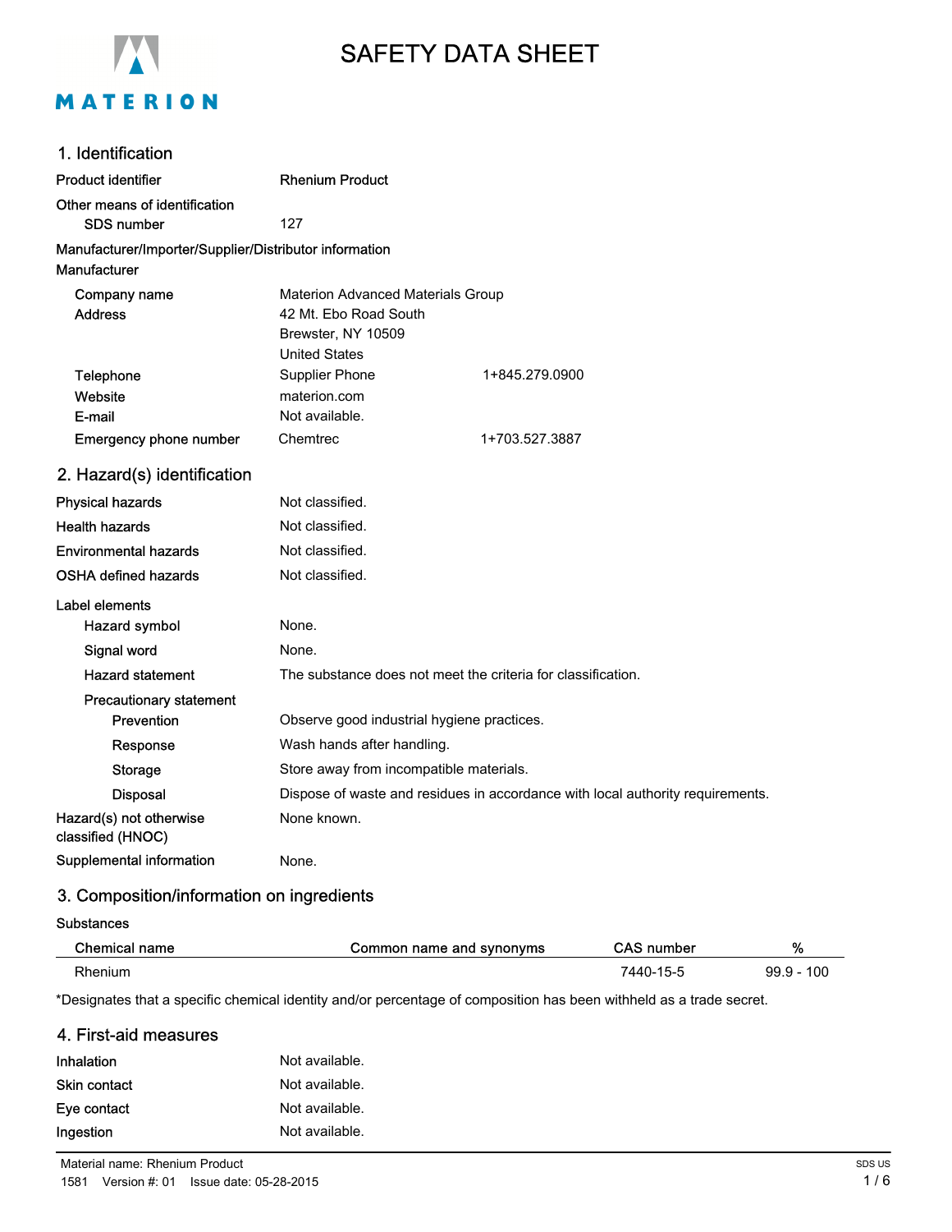MATERION

# SAFETY DATA SHEET

## 1. Identification

| | | |
|---|---|---|
| **Product identifier** | **Rhenium Product** | |
| **Other means of identification** | | |
| SDS number | 127 | |
| **Manufacturer/Importer/Supplier/Distributor information** | | |
| **Manufacturer** | | |
| Company name | Materion Advanced Materials Group | |
| Address | 42 Mt. Ebo Road South<br>Brewster, NY 10509<br>United States | |
| Telephone | Supplier Phone | 1+845.279.0900 |
| Website | materion.com | |
| E-mail | Not available. | |
| Emergency phone number | Chemtrec | 1+703.527.3887 |

## 2. Hazard(s) identification

| | |
|---|---|
| **Physical hazards** | Not classified. |
| **Health hazards** | Not classified. |
| **Environmental hazards** | Not classified. |
| **OSHA defined hazards** | Not classified. |

**Label elements**

| | |
|---|---|
| Hazard symbol | None. |
| Signal word | None. |
| Hazard statement | The substance does not meet the criteria for classification. |
| **Precautionary statement** | |
| Prevention | Observe good industrial hygiene practices. |
| Response | Wash hands after handling. |
| Storage | Store away from incompatible materials. |
| Disposal | Dispose of waste and residues in accordance with local authority requirements. |
| **Hazard(s) not otherwise classified (HNOC)** | None known. |
| **Supplemental information** | None. |

## 3. Composition/information on ingredients

**Substances**

| Chemical name | Common name and synonyms | CAS number | % |
|---|---|---|---|
| Rhenium | | 7440-15-5 | 99.9 - 100 |

*Designates that a specific chemical identity and/or percentage of composition has been withheld as a trade secret.

## 4. First-aid measures

| | |
|---|---|
| **Inhalation** | Not available. |
| **Skin contact** | Not available. |
| **Eye contact** | Not available. |
| **Ingestion** | Not available. |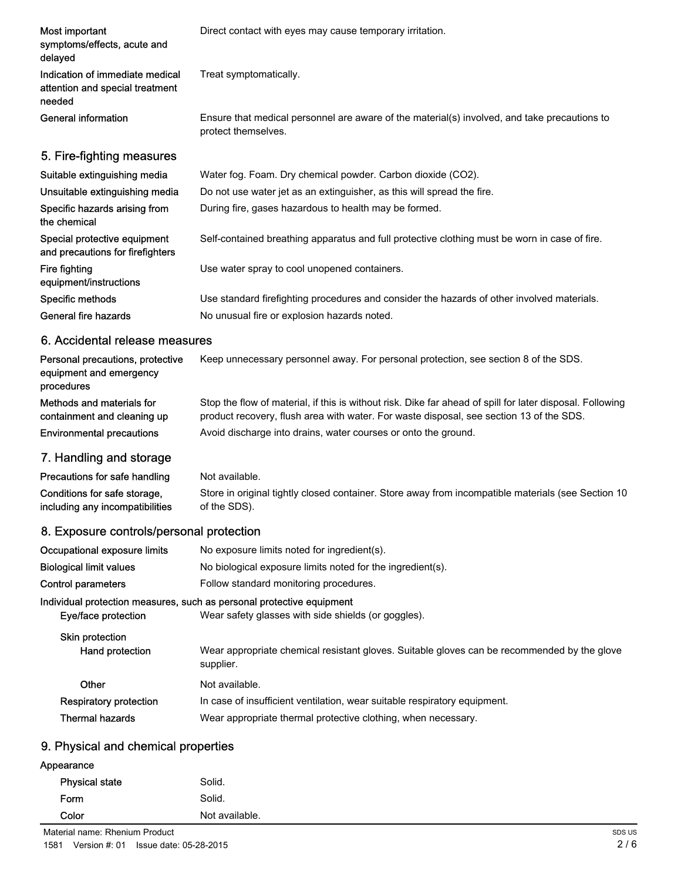| | |
|---|---|
| Most important symptoms/effects, acute and delayed | Direct contact with eyes may cause temporary irritation. |
| Indication of immediate medical attention and special treatment needed | Treat symptomatically. |
| General information | Ensure that medical personnel are aware of the material(s) involved, and take precautions to protect themselves. |

## 5. Fire-fighting measures

| | |
|---|---|
| Suitable extinguishing media | Water fog. Foam. Dry chemical powder. Carbon dioxide ($CO_2$). |
| Unsuitable extinguishing media | Do not use water jet as an extinguisher, as this will spread the fire. |
| Specific hazards arising from the chemical | During fire, gases hazardous to health may be formed. |
| Special protective equipment and precautions for firefighters | Self-contained breathing apparatus and full protective clothing must be worn in case of fire. |
| Fire fighting equipment/instructions | Use water spray to cool unopened containers. |
| Specific methods | Use standard firefighting procedures and consider the hazards of other involved materials. |
| General fire hazards | No unusual fire or explosion hazards noted. |

## 6. Accidental release measures

| | |
|---|---|
| Personal precautions, protective equipment and emergency procedures | Keep unnecessary personnel away. For personal protection, see section 8 of the SDS. |
| Methods and materials for containment and cleaning up | Stop the flow of material, if this is without risk. Dike far ahead of spill for later disposal. Following product recovery, flush area with water. For waste disposal, see section 13 of the SDS. |
| Environmental precautions | Avoid discharge into drains, water courses or onto the ground. |

## 7. Handling and storage

| | |
|---|---|
| Precautions for safe handling | Not available. |
| Conditions for safe storage, including any incompatibilities | Store in original tightly closed container. Store away from incompatible materials (see Section 10 of the SDS). |

## 8. Exposure controls/personal protection

| | |
|---|---|
| Occupational exposure limits | No exposure limits noted for ingredient(s). |
| Biological limit values | No biological exposure limits noted for the ingredient(s). |
| Control parameters | Follow standard monitoring procedures. |

**Individual protection measures, such as personal protective equipment**

| | |
|---|---|
| Eye/face protection | Wear safety glasses with side shields (or goggles). |
| Skin protection | |
| Hand protection | Wear appropriate chemical resistant gloves. Suitable gloves can be recommended by the glove supplier. |
| Other | Not available. |
| Respiratory protection | In case of insufficient ventilation, wear suitable respiratory equipment. |
| Thermal hazards | Wear appropriate thermal protective clothing, when necessary. |

## 9. Physical and chemical properties

**Appearance**

| | |
|---|---|
| Physical state | Solid. |
| Form | Solid. |
| Color | Not available. |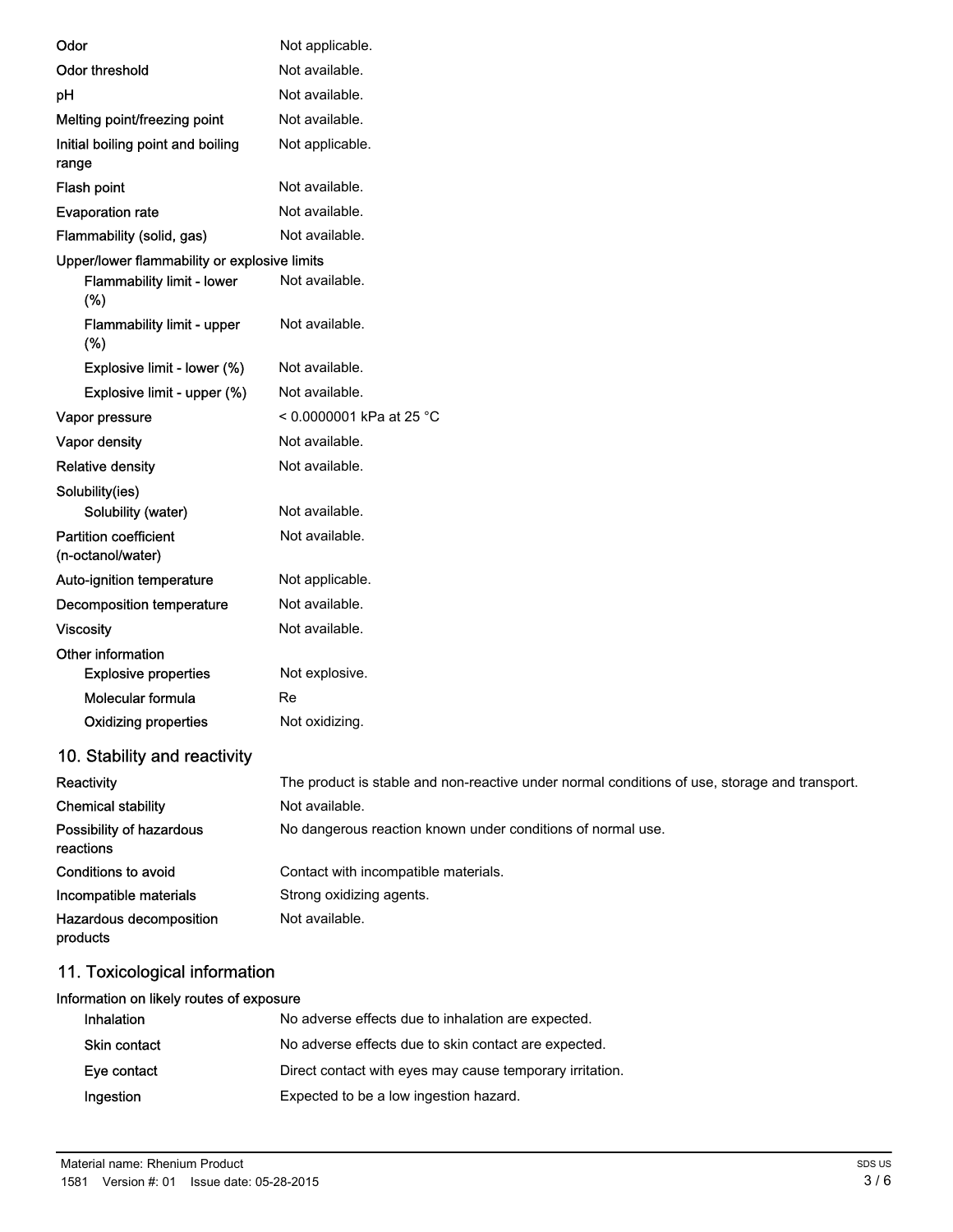| | |
|---|---|
| Odor | Not applicable. |
| Odor threshold | Not available. |
| pH | Not available. |
| Melting point/freezing point | Not available. |
| Initial boiling point and boiling range | Not applicable. |
| Flash point | Not available. |
| Evaporation rate | Not available. |
| Flammability (solid, gas) | Not available. |
| **Upper/lower flammability or explosive limits** | |
| Flammability limit - lower (%) | Not available. |
| Flammability limit - upper (%) | Not available. |
| Explosive limit - lower (%) | Not available. |
| Explosive limit - upper (%) | Not available. |
| Vapor pressure | < 0.0000001 kPa at 25 °C |
| Vapor density | Not available. |
| Relative density | Not available. |
| **Solubility(ies)** | |
| Solubility (water) | Not available. |
| Partition coefficient (n-octanol/water) | Not available. |
| Auto-ignition temperature | Not applicable. |
| Decomposition temperature | Not available. |
| Viscosity | Not available. |
| **Other information** | |
| Explosive properties | Not explosive. |
| Molecular formula | Re |
| Oxidizing properties | Not oxidizing. |

## 10. Stability and reactivity

| | |
|---|---|
| Reactivity | The product is stable and non-reactive under normal conditions of use, storage and transport. |
| Chemical stability | Not available. |
| Possibility of hazardous reactions | No dangerous reaction known under conditions of normal use. |
| Conditions to avoid | Contact with incompatible materials. |
| Incompatible materials | Strong oxidizing agents. |
| Hazardous decomposition products | Not available. |

## 11. Toxicological information

**Information on likely routes of exposure**

| | |
|---|---|
| Inhalation | No adverse effects due to inhalation are expected. |
| Skin contact | No adverse effects due to skin contact are expected. |
| Eye contact | Direct contact with eyes may cause temporary irritation. |
| Ingestion | Expected to be a low ingestion hazard. |

Material name: Rhenium Product

1581 Version #: 01 Issue date: 05-28-2015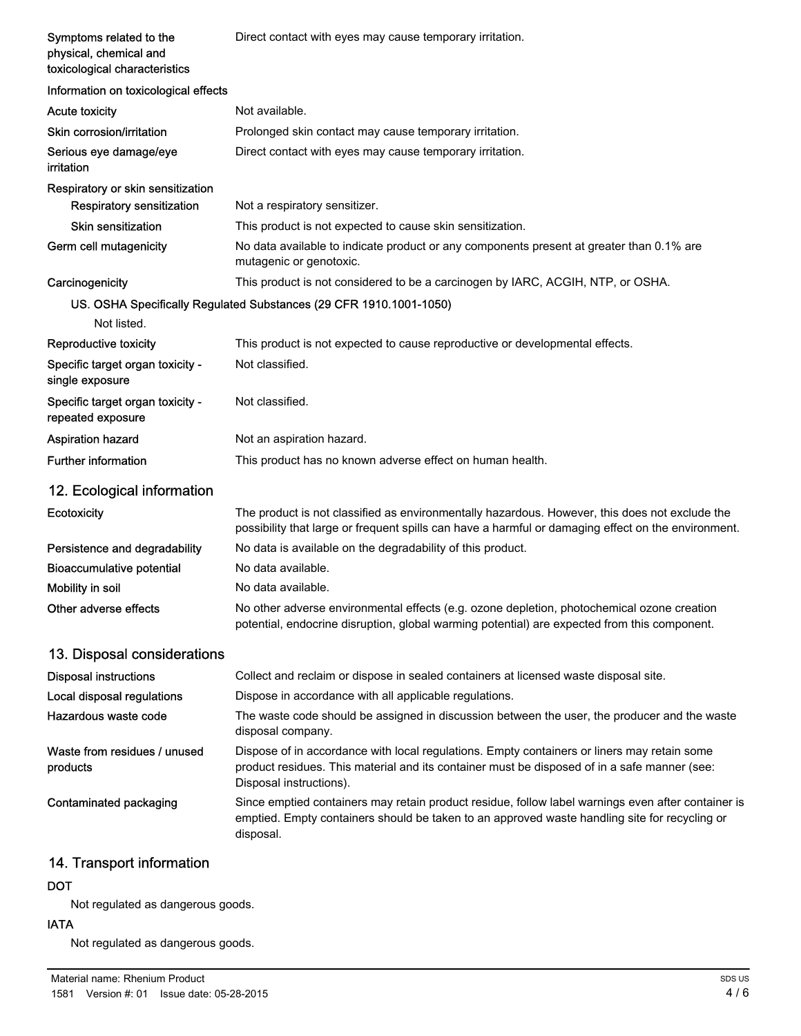| | |
|---|---|
| **Symptoms related to the physical, chemical and toxicological characteristics** | Direct contact with eyes may cause temporary irritation. |

**Information on toxicological effects**

| | |
|---|---|
| **Acute toxicity** | Not available. |
| **Skin corrosion/irritation** | Prolonged skin contact may cause temporary irritation. |
| **Serious eye damage/eye irritation** | Direct contact with eyes may cause temporary irritation. |
| **Respiratory or skin sensitization** | |
| **Respiratory sensitization** | Not a respiratory sensitizer. |
| **Skin sensitization** | This product is not expected to cause skin sensitization. |
| **Germ cell mutagenicity** | No data available to indicate product or any components present at greater than 0.1% are mutagenic or genotoxic. |
| **Carcinogenicity** | This product is not considered to be a carcinogen by IARC, ACGIH, NTP, or OSHA. |

US. OSHA Specifically Regulated Substances (29 CFR 1910.1001-1050)

Not listed.

| | |
|---|---|
| **Reproductive toxicity** | This product is not expected to cause reproductive or developmental effects. |
| **Specific target organ toxicity - single exposure** | Not classified. |
| **Specific target organ toxicity - repeated exposure** | Not classified. |
| **Aspiration hazard** | Not an aspiration hazard. |
| **Further information** | This product has no known adverse effect on human health. |

## 12. Ecological information

| | |
|---|---|
| **Ecotoxicity** | The product is not classified as environmentally hazardous. However, this does not exclude the possibility that large or frequent spills can have a harmful or damaging effect on the environment. |
| **Persistence and degradability** | No data is available on the degradability of this product. |
| **Bioaccumulative potential** | No data available. |
| **Mobility in soil** | No data available. |
| **Other adverse effects** | No other adverse environmental effects (e.g. ozone depletion, photochemical ozone creation potential, endocrine disruption, global warming potential) are expected from this component. |

## 13. Disposal considerations

| | |
|---|---|
| **Disposal instructions** | Collect and reclaim or dispose in sealed containers at licensed waste disposal site. |
| **Local disposal regulations** | Dispose in accordance with all applicable regulations. |
| **Hazardous waste code** | The waste code should be assigned in discussion between the user, the producer and the waste disposal company. |
| **Waste from residues / unused products** | Dispose of in accordance with local regulations. Empty containers or liners may retain some product residues. This material and its container must be disposed of in a safe manner (see: Disposal instructions). |
| **Contaminated packaging** | Since emptied containers may retain product residue, follow label warnings even after container is emptied. Empty containers should be taken to an approved waste handling site for recycling or disposal. |

## 14. Transport information

**DOT**

Not regulated as dangerous goods.

**IATA**

Not regulated as dangerous goods.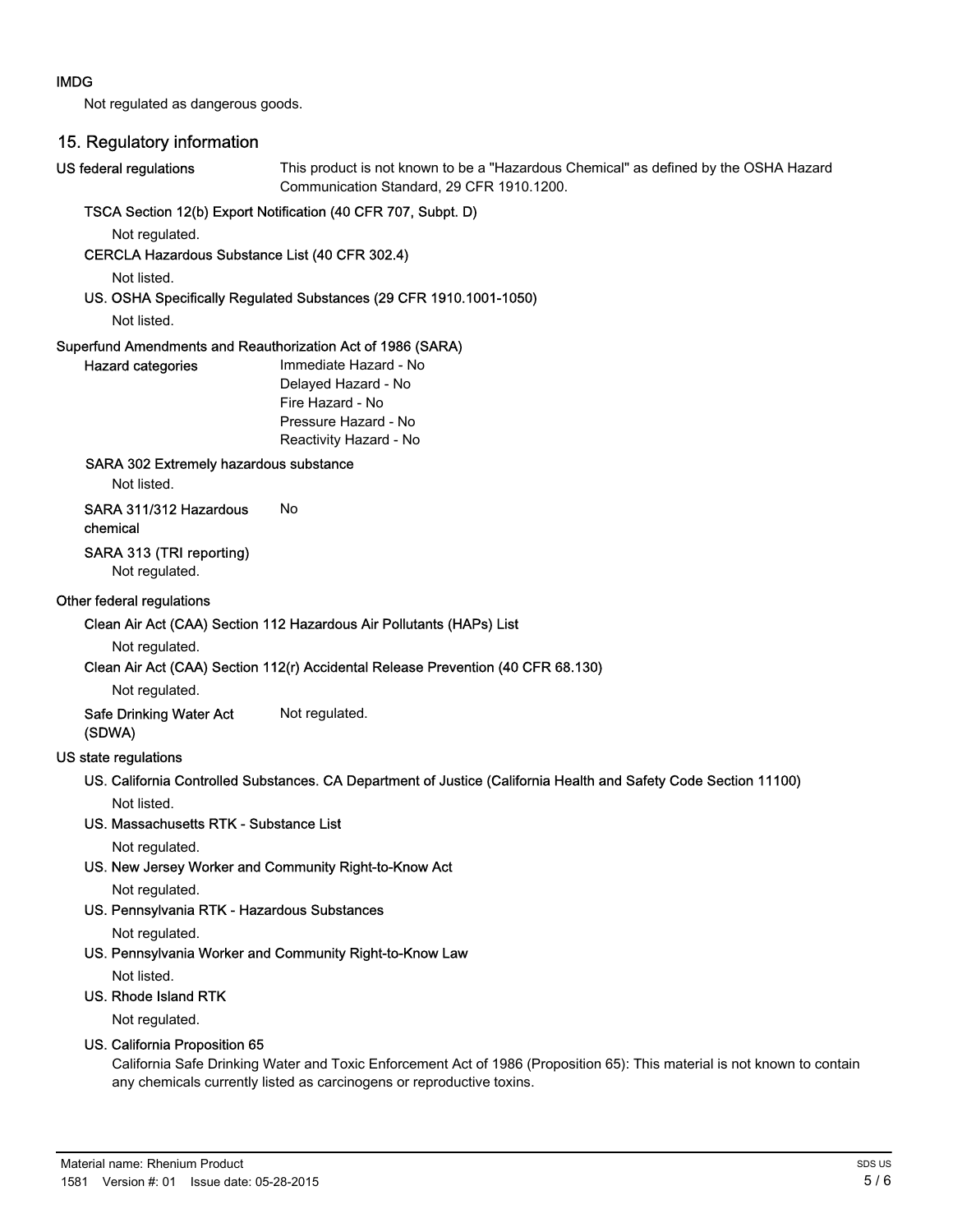### IMDG

Not regulated as dangerous goods.

## 15. Regulatory information

**US federal regulations** This product is not known to be a "Hazardous Chemical" as defined by the OSHA Hazard Communication Standard, 29 CFR 1910.1200.

**TSCA Section 12(b) Export Notification (40 CFR 707, Subpt. D)**

Not regulated.

**CERCLA Hazardous Substance List (40 CFR 302.4)**

Not listed.

**US. OSHA Specifically Regulated Substances (29 CFR 1910.1001-1050)**

Not listed.

**Superfund Amendments and Reauthorization Act of 1986 (SARA)**

**Hazard categories**

- Immediate Hazard - No
- Delayed Hazard - No
- Fire Hazard - No
- Pressure Hazard - No
- Reactivity Hazard - No

**SARA 302 Extremely hazardous substance**

Not listed.

**SARA 311/312 Hazardous chemical** No

**SARA 313 (TRI reporting)**

Not regulated.

**Other federal regulations**

**Clean Air Act (CAA) Section 112 Hazardous Air Pollutants (HAPs) List**

Not regulated.

**Clean Air Act (CAA) Section 112(r) Accidental Release Prevention (40 CFR 68.130)**

Not regulated.

**Safe Drinking Water Act (SDWA)** Not regulated.

**US state regulations**

**US. California Controlled Substances. CA Department of Justice (California Health and Safety Code Section 11100)**

Not listed.

**US. Massachusetts RTK - Substance List**

Not regulated.

**US. New Jersey Worker and Community Right-to-Know Act**

Not regulated.

**US. Pennsylvania RTK - Hazardous Substances**

Not regulated.

**US. Pennsylvania Worker and Community Right-to-Know Law**

Not listed.

**US. Rhode Island RTK**

Not regulated.

**US. California Proposition 65**

California Safe Drinking Water and Toxic Enforcement Act of 1986 (Proposition 65): This material is not known to contain any chemicals currently listed as carcinogens or reproductive toxins.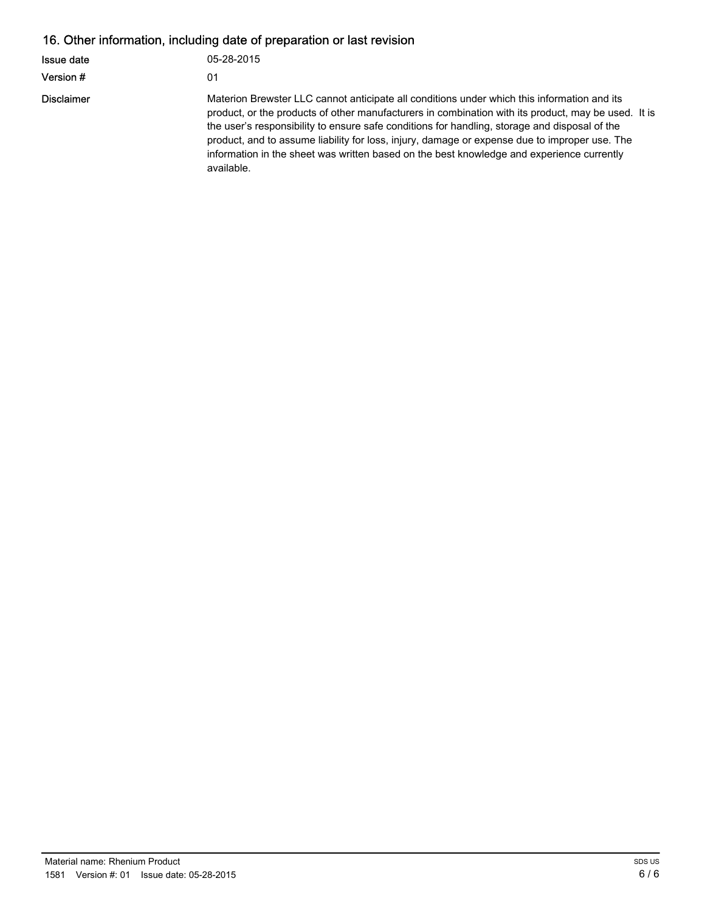## 16. Other information, including date of preparation or last revision

| | |
|---|---|
| Issue date | 05-28-2015 |
| Version # | 01 |
| Disclaimer | Materion Brewster LLC cannot anticipate all conditions under which this information and its product, or the products of other manufacturers in combination with its product, may be used. It is the user's responsibility to ensure safe conditions for handling, storage and disposal of the product, and to assume liability for loss, injury, damage or expense due to improper use. The information in the sheet was written based on the best knowledge and experience currently available. |